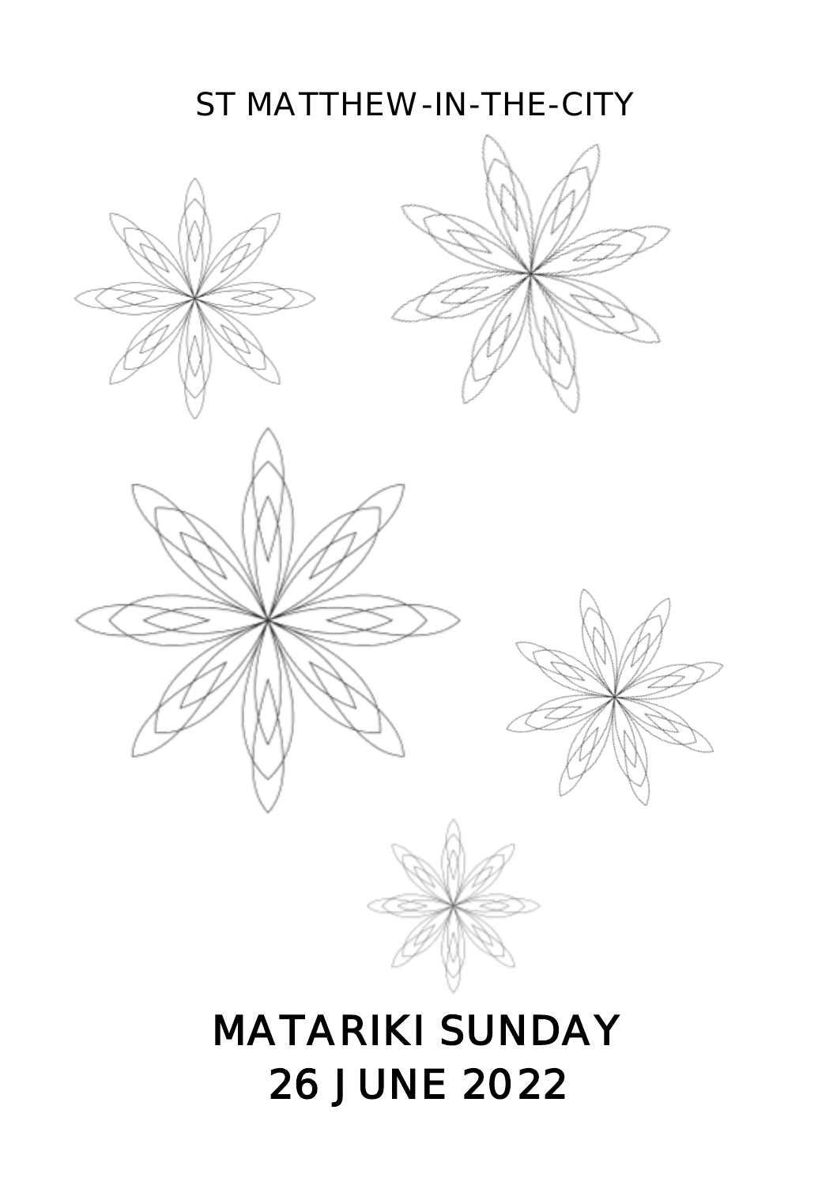ST MATTHEW-IN-THE-CITY

# MATARIKI SUNDAY

# 26 JUNE 2022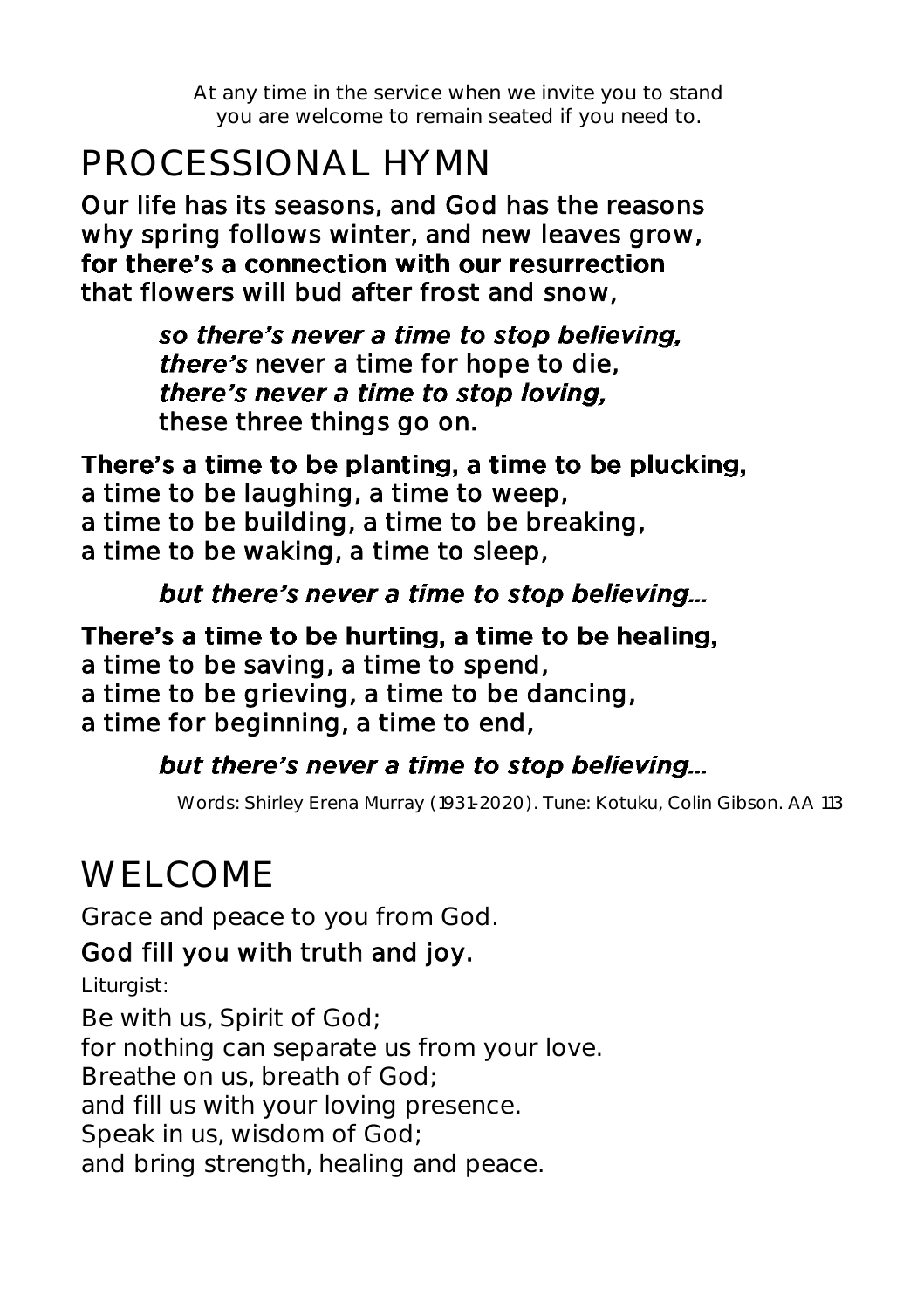At any time in the service when we invite you to stand you are welcome to remain seated if you need to.

# PROCESSIONAL HYMN

**Our life has its seasons, and God has the reasons**
**why spring follows winter, and new leaves grow,**
**for there's a connection with our resurrection**
**that flowers will bud after frost and snow,**

> ***so there's never a time to stop believing,***
> ***there's* never a time for hope to die,**
> ***there's never a time to stop loving,***
> **these three things go on.**

**There's a time to be planting, a time to be plucking,**
**a time to be laughing, a time to weep,**
**a time to be building, a time to be breaking,**
**a time to be waking, a time to sleep,**

> ***but there's never a time to stop believing...***

**There's a time to be hurting, a time to be healing,**
**a time to be saving, a time to spend,**
**a time to be grieving, a time to be dancing,**
**a time for beginning, a time to end,**

> ***but there's never a time to stop believing...***

Words: Shirley Erena Murray (1931-2020). Tune: Kotuku, Colin Gibson. AA 113

# WELCOME

Grace and peace to you from God.

**God fill you with truth and joy.**

*Liturgist:*

Be with us, Spirit of God;
for nothing can separate us from your love.
Breathe on us, breath of God;
and fill us with your loving presence.
Speak in us, wisdom of God;
and bring strength, healing and peace.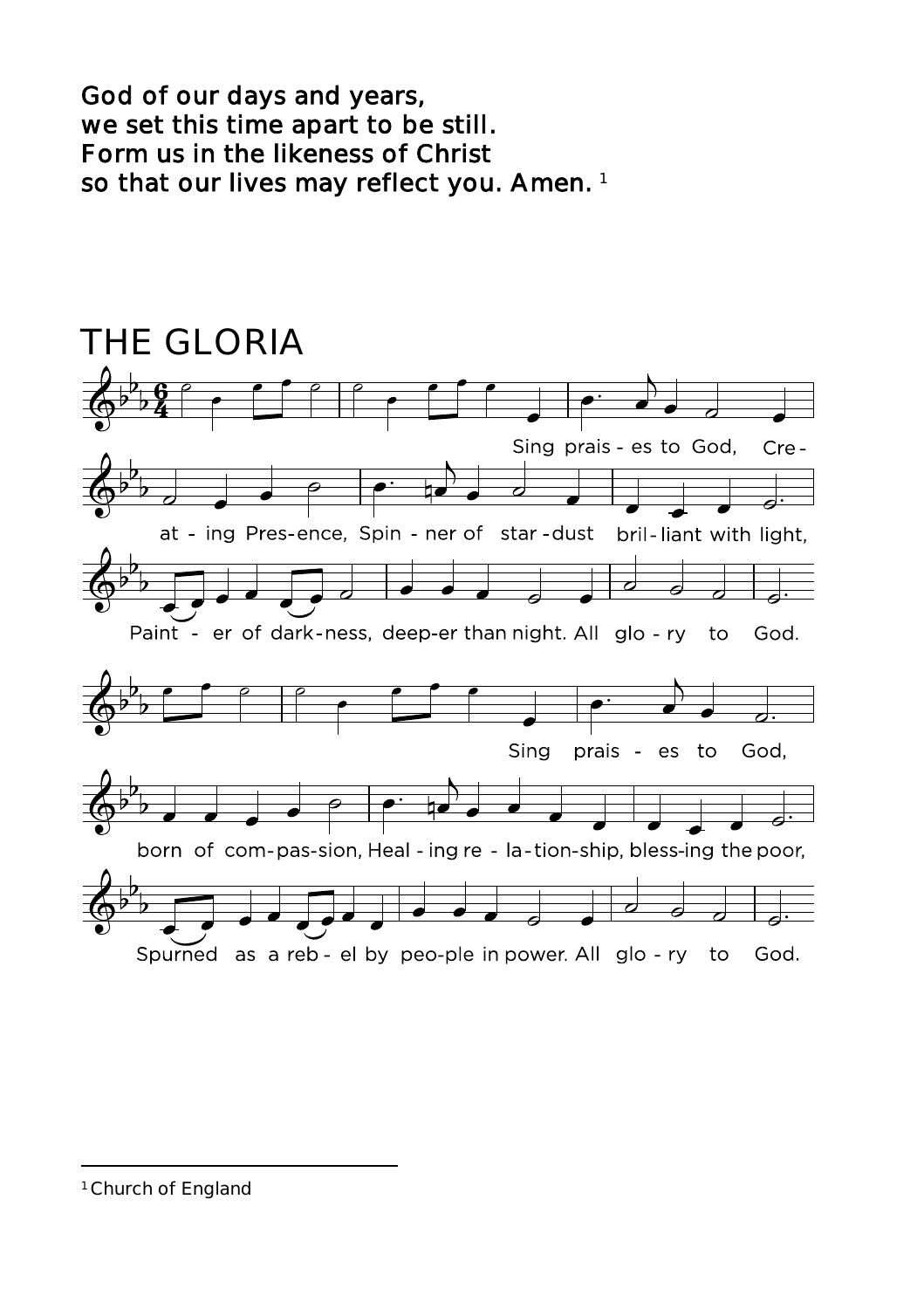**God of our days and years,**
**we set this time apart to be still.**
**Form us in the likeness of Christ**
**so that our lives may reflect you. Amen.** [1]

# THE GLORIA

Sing prais - es to God, Cre - at - ing Pres - ence, Spin - ner of star - dust bril - liant with light, Paint - er of dark - ness, deep - er than night. All glo - ry to God.

Sing prais - es to God, born of com - pas - sion, Heal - ing re - la - tion - ship, bless - ing the poor, Spurned as a reb - el by peo - ple in power. All glo - ry to God.

---

[1] Church of England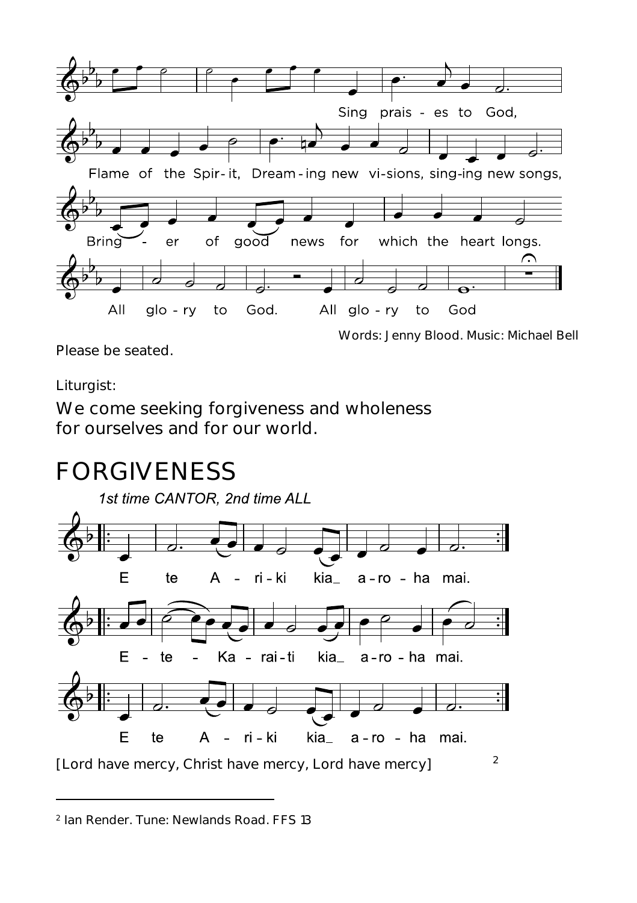Sing praises to God,

Flame of the Spirit, Dreaming new visions, singing new songs,

Bringer of good news for which the heart longs.

All glory to God. All glory to God

Words: Jenny Blood. Music: Michael Bell

Please be seated.

Liturgist:

We come seeking forgiveness and wholeness
for ourselves and for our world.

# FORGIVENESS

*1st time CANTOR, 2nd time ALL*

E te Ariki kia aroha mai.

E te Karaiti kia aroha mai.

E te Ariki kia aroha mai.

[Lord have mercy, Christ have mercy, Lord have mercy] [2]

---

[2] Ian Render. Tune: Newlands Road. FFS 13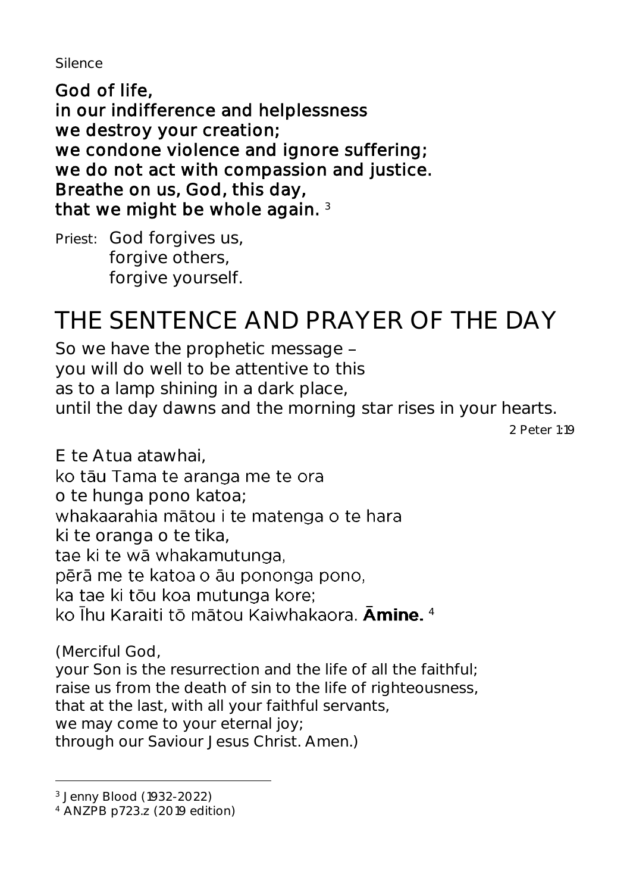Silence

**God of life,**
**in our indifference and helplessness**
**we destroy your creation;**
**we condone violence and ignore suffering;**
**we do not act with compassion and justice.**
**Breathe on us, God, this day,**
**that we might be whole again.** [3]

Priest: God forgives us,
forgive others,
forgive yourself.

# THE SENTENCE AND PRAYER OF THE DAY

So we have the prophetic message –
you will do well to be attentive to this
as to a lamp shining in a dark place,
until the day dawns and the morning star rises in your hearts.

2 Peter 1:19

E te Atua atawhai,
ko tāu Tama te aranga me te ora
o te hunga pono katoa;
whakaarahia mātou i te matenga o te hara
ki te oranga o te tika,
tae ki te wā whakamutunga,
pērā me te katoa o āu pononga pono,
ka tae ki tōu koa mutunga kore;
ko Īhu Karaiti tō mātou Kaiwhakaora. **Āmine.** [4]

(Merciful God,
your Son is the resurrection and the life of all the faithful;
raise us from the death of sin to the life of righteousness,
that at the last, with all your faithful servants,
we may come to your eternal joy;
through our Saviour Jesus Christ. Amen.)

---

[3] Jenny Blood (1932-2022)

[4] ANZPB p723.z (2019 edition)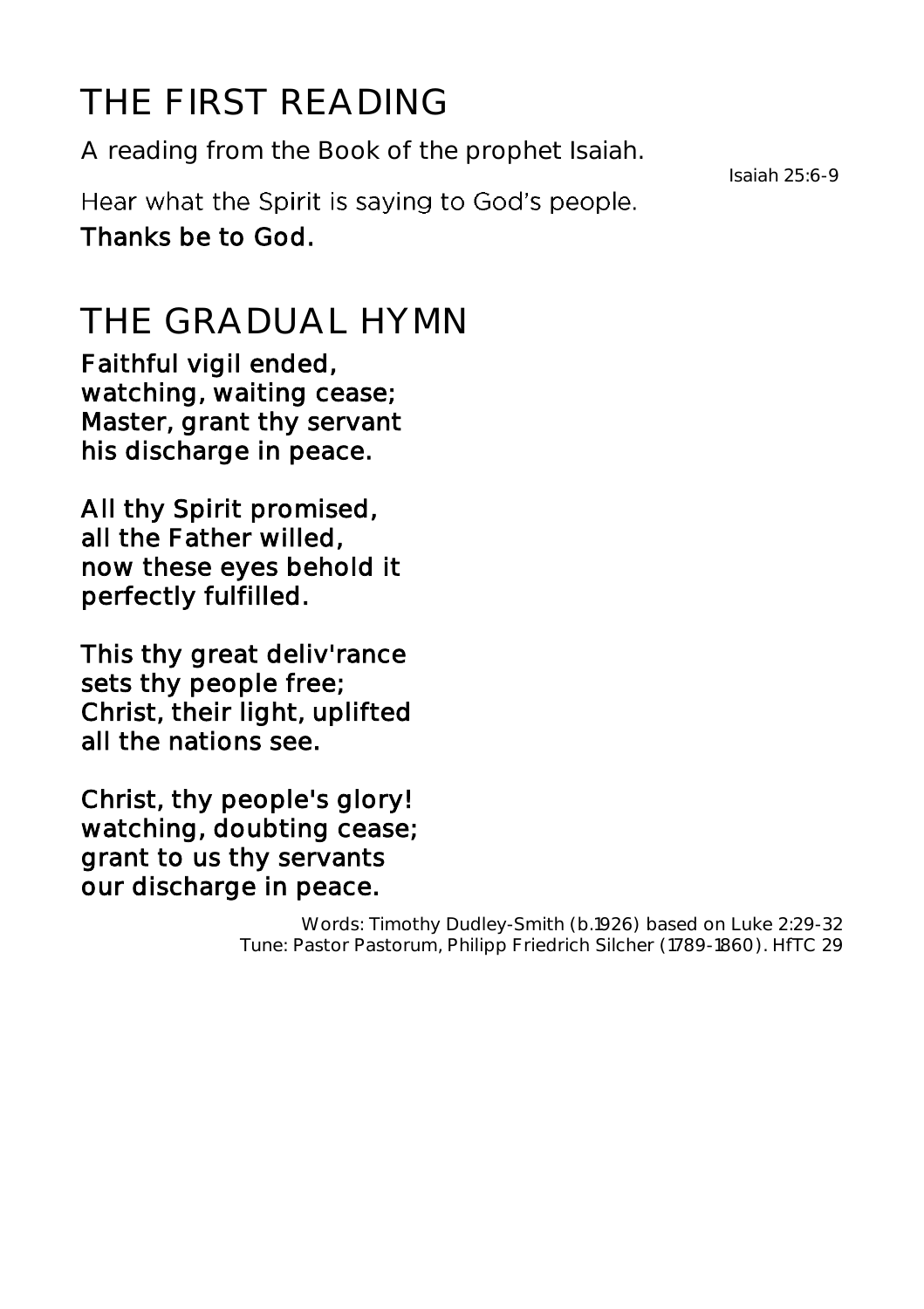# THE FIRST READING

A reading from the Book of the prophet Isaiah.

Isaiah 25:6-9

Hear what the Spirit is saying to God's people.

**Thanks be to God.**

# THE GRADUAL HYMN

**Faithful vigil ended,**
**watching, waiting cease;**
**Master, grant thy servant**
**his discharge in peace.**

**All thy Spirit promised,**
**all the Father willed,**
**now these eyes behold it**
**perfectly fulfilled.**

**This thy great deliv'rance**
**sets thy people free;**
**Christ, their light, uplifted**
**all the nations see.**

**Christ, thy people's glory!**
**watching, doubting cease;**
**grant to us thy servants**
**our discharge in peace.**

Words: Timothy Dudley-Smith (b.1926) based on Luke 2:29-32
Tune: Pastor Pastorum, Philipp Friedrich Silcher (1789-1860). HfTC 29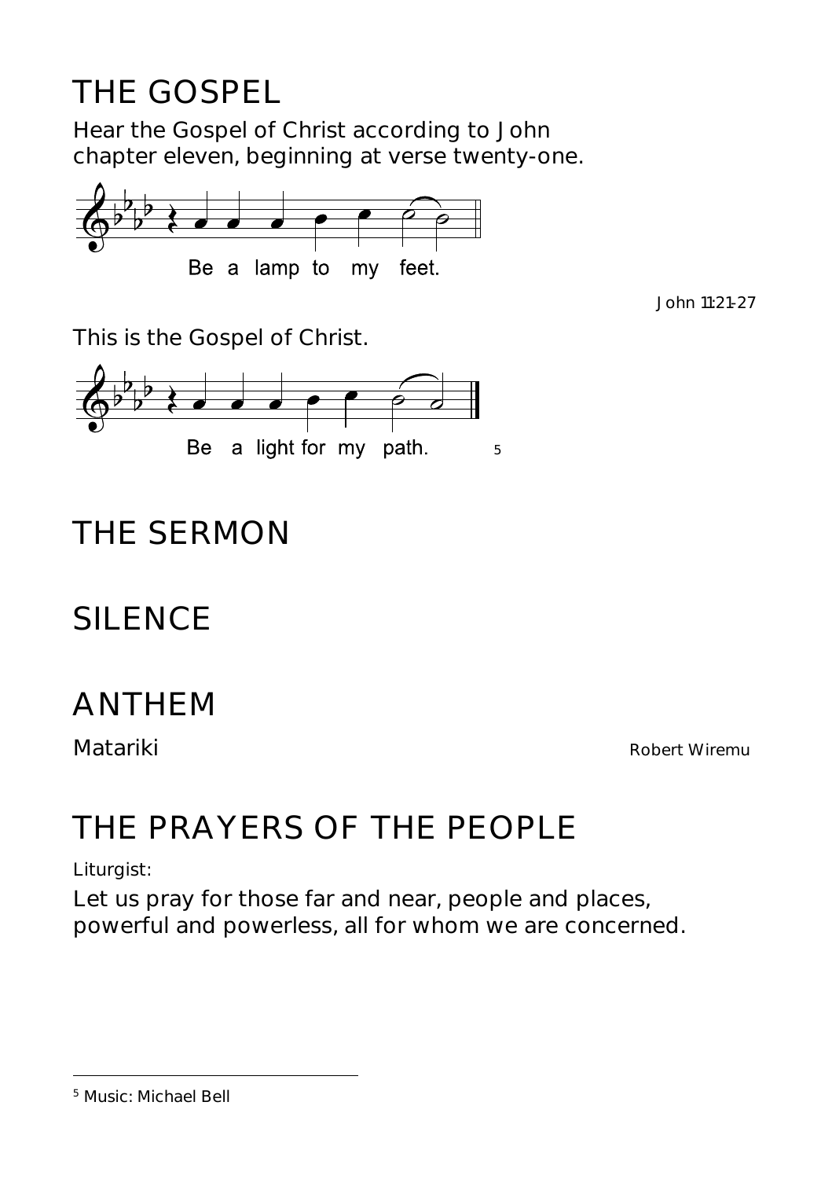# THE GOSPEL

Hear the Gospel of Christ according to John chapter eleven, beginning at verse twenty-one.

Be a lamp to my feet.

John 11:21-27

This is the Gospel of Christ.

Be a light for my path. [5]

# THE SERMON

# SILENCE

# ANTHEM

Matariki — Robert Wiremu

# THE PRAYERS OF THE PEOPLE

Liturgist:

Let us pray for those far and near, people and places, powerful and powerless, all for whom we are concerned.

[5] Music: Michael Bell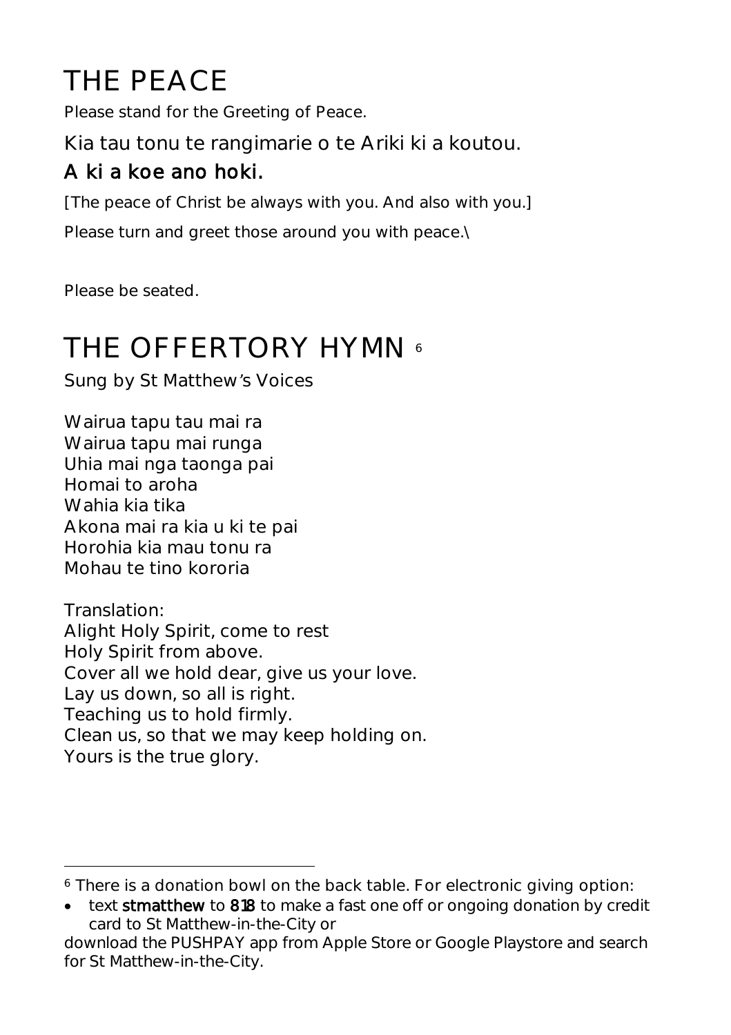# THE PEACE

Please stand for the Greeting of Peace.

Kia tau tonu te rangimarie o te Ariki ki a koutou.

**A ki a koe ano hoki.**

[The peace of Christ be always with you. And also with you.]

Please turn and greet those around you with peace.\

Please be seated.

# THE OFFERTORY HYMN [6]

Sung by St Matthew's Voices

Wairua tapu tau mai ra
Wairua tapu mai runga
Uhia mai nga taonga pai
Homai to aroha
Wahia kia tika
Akona mai ra kia u ki te pai
Horohia kia mau tonu ra
Mohau te tino kororia

Translation:
Alight Holy Spirit, come to rest
Holy Spirit from above.
Cover all we hold dear, give us your love.
Lay us down, so all is right.
Teaching us to hold firmly.
Clean us, so that we may keep holding on.
Yours is the true glory.

---

[6] There is a donation bowl on the back table. For electronic giving option:

- text **stmatthew** to **818** to make a fast one off or ongoing donation by credit card to St Matthew-in-the-City or

download the PUSHPAY app from Apple Store or Google Playstore and search for St Matthew-in-the-City.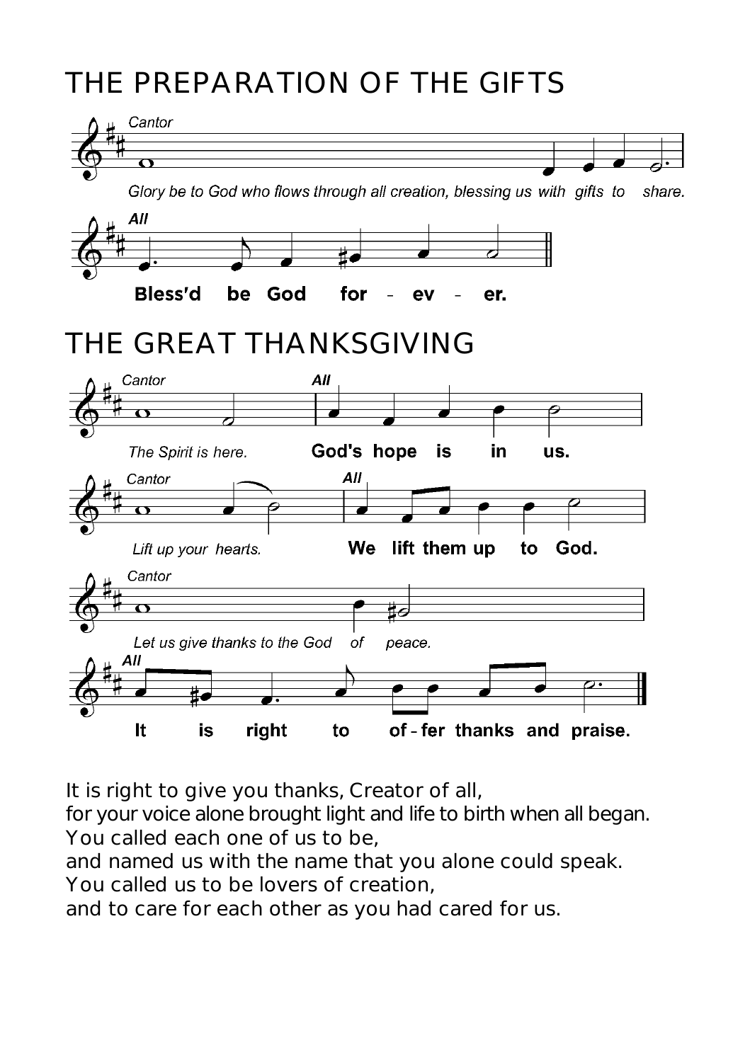# THE PREPARATION OF THE GIFTS

*Cantor*

*Glory be to God who flows through all creation, blessing us with gifts to share.*

***All***

**Bless'd be God for - ev - er.**

# THE GREAT THANKSGIVING

*Cantor*

*The Spirit is here.*

***All***

**God's hope is in us.**

*Cantor*

*Lift up your hearts.*

***All***

**We lift them up to God.**

*Cantor*

*Let us give thanks to the God of peace.*

***All***

**It is right to of - fer thanks and praise.**

It is right to give you thanks, Creator of all,
for your voice alone brought light and life to birth when all began.
You called each one of us to be,
and named us with the name that you alone could speak.
You called us to be lovers of creation,
and to care for each other as you had cared for us.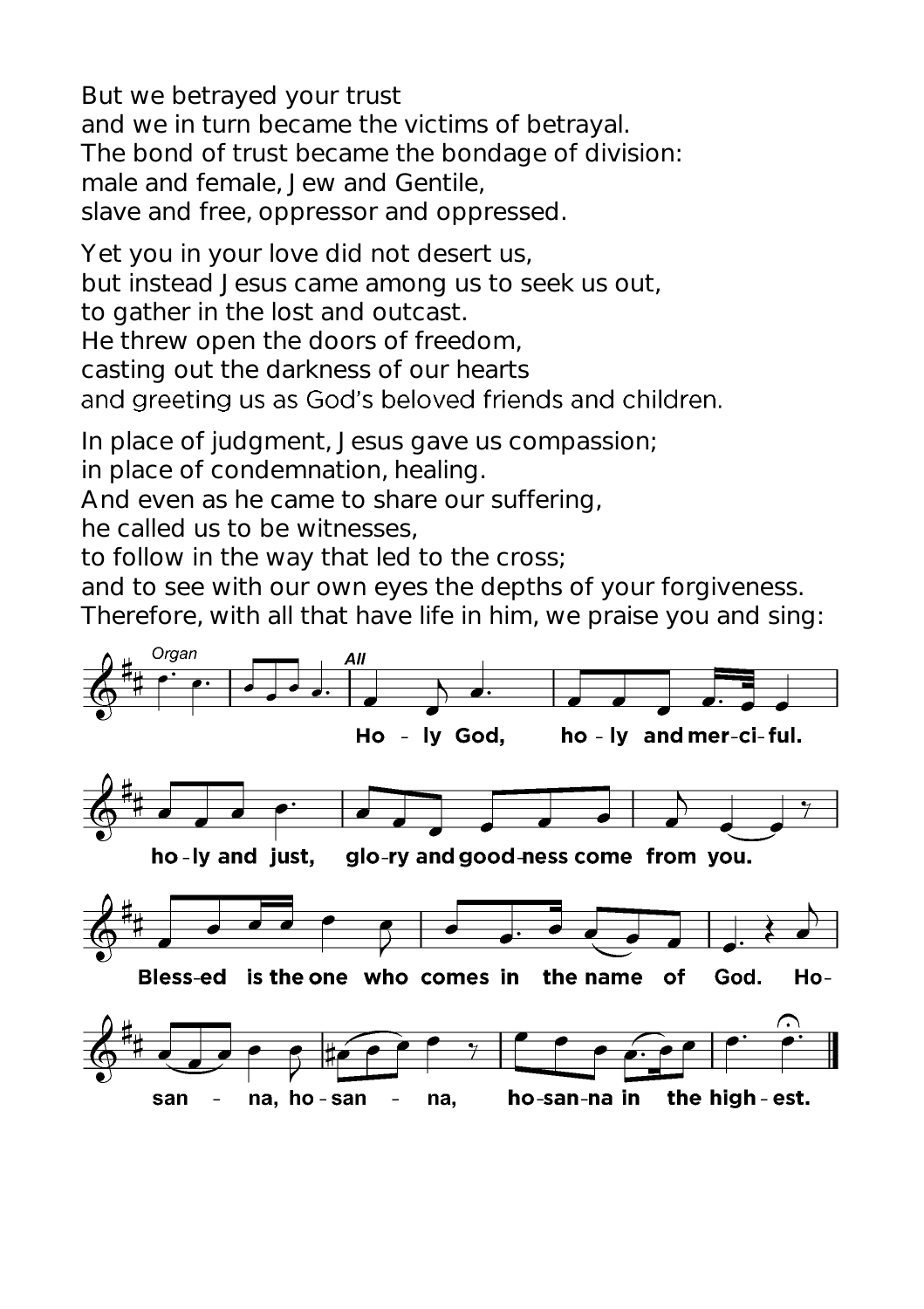But we betrayed your trust
and we in turn became the victims of betrayal.
The bond of trust became the bondage of division:
male and female, Jew and Gentile,
slave and free, oppressor and oppressed.

Yet you in your love did not desert us,
but instead Jesus came among us to seek us out,
to gather in the lost and outcast.
He threw open the doors of freedom,
casting out the darkness of our hearts
and greeting us as God's beloved friends and children.

In place of judgment, Jesus gave us compassion;
in place of condemnation, healing.
And even as he came to share our suffering,
he called us to be witnesses,
to follow in the way that led to the cross;
and to see with our own eyes the depths of your forgiveness.
Therefore, with all that have life in him, we praise you and sing:

*Organ* *All*

**Ho - ly God, ho - ly and mer - ci - ful.**

**ho - ly and just, glo - ry and good - ness come from you.**

**Bless - ed is the one who comes in the name of God. Ho-**

**san - na, ho - san - na, ho - san - na in the high - est.**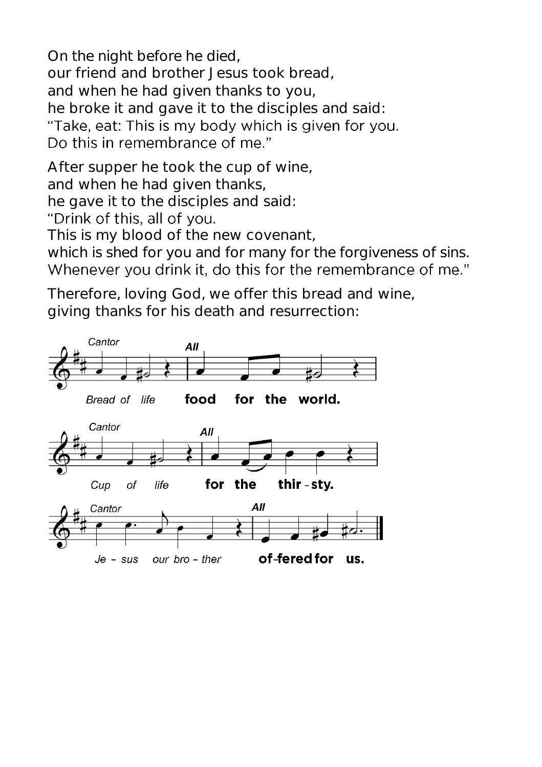On the night before he died,
our friend and brother Jesus took bread,
and when he had given thanks to you,
he broke it and gave it to the disciples and said:
"Take, eat: This is my body which is given for you.
Do this in remembrance of me."

After supper he took the cup of wine,
and when he had given thanks,
he gave it to the disciples and said:
"Drink of this, all of you.
This is my blood of the new covenant,
which is shed for you and for many for the forgiveness of sins.
Whenever you drink it, do this for the remembrance of me."

Therefore, loving God, we offer this bread and wine,
giving thanks for his death and resurrection:

*Cantor* *Bread of life* **All** **food for the world.**

*Cantor* *Cup of life* **All** **for the thir - sty.**

*Cantor* *Je - sus our bro - ther* **All** **of - fered for us.**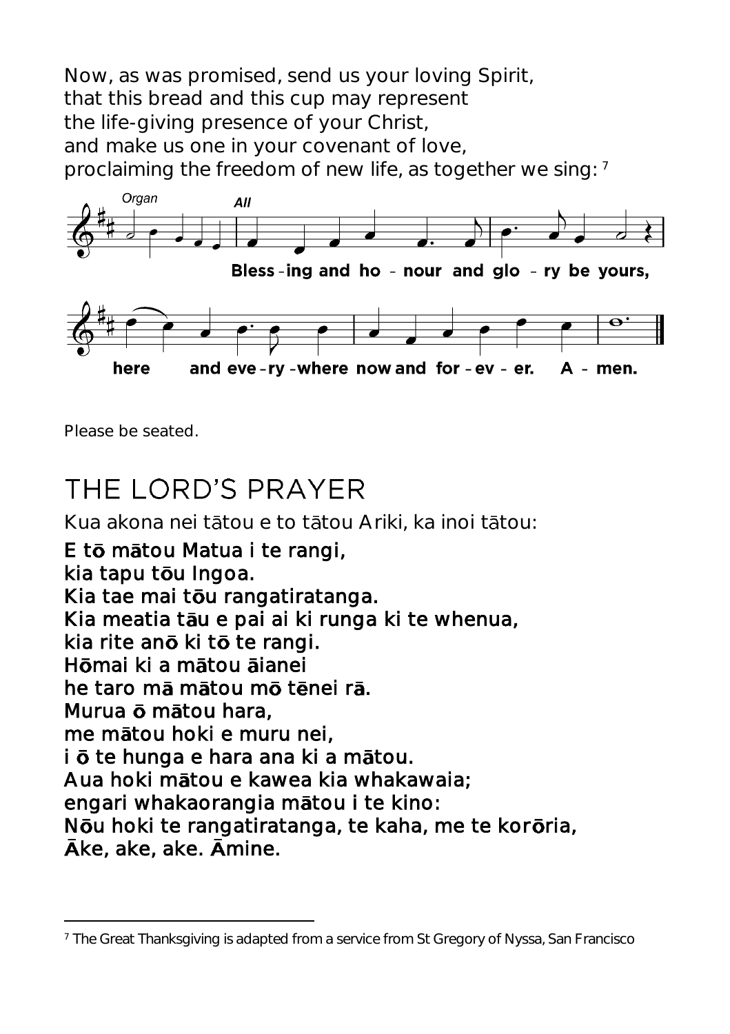Now, as was promised, send us your loving Spirit,
that this bread and this cup may represent
the life-giving presence of your Christ,
and make us one in your covenant of love,
proclaiming the freedom of new life, as together we sing: [7]

*Organ* **All**

**Bless-ing and ho - nour and glo - ry be yours,**

**here and eve-ry-where now and for-ev-er. A - men.**

Please be seated.

# THE LORD'S PRAYER

Kua akona nei tātou e to tātou Ariki, ka inoi tātou:

**E tō mātou Matua i te rangi,**
**kia tapu tōu Ingoa.**
**Kia tae mai tōu rangatiratanga.**
**Kia meatia tāu e pai ai ki runga ki te whenua,**
**kia rite anō ki tō te rangi.**
**Hōmai ki a mātou āianei**
**he taro mā mātou mō tēnei rā.**
**Murua ō mātou hara,**
**me mātou hoki e muru nei,**
**i ō te hunga e hara ana ki a mātou.**
**Aua hoki mātou e kawea kia whakawaia;**
**engari whakaorangia mātou i te kino:**
**Nōu hoki te rangatiratanga, te kaha, me te korōria,**
**Āke, ake, ake. Āmine.**

---

[7] The Great Thanksgiving is adapted from a service from St Gregory of Nyssa, San Francisco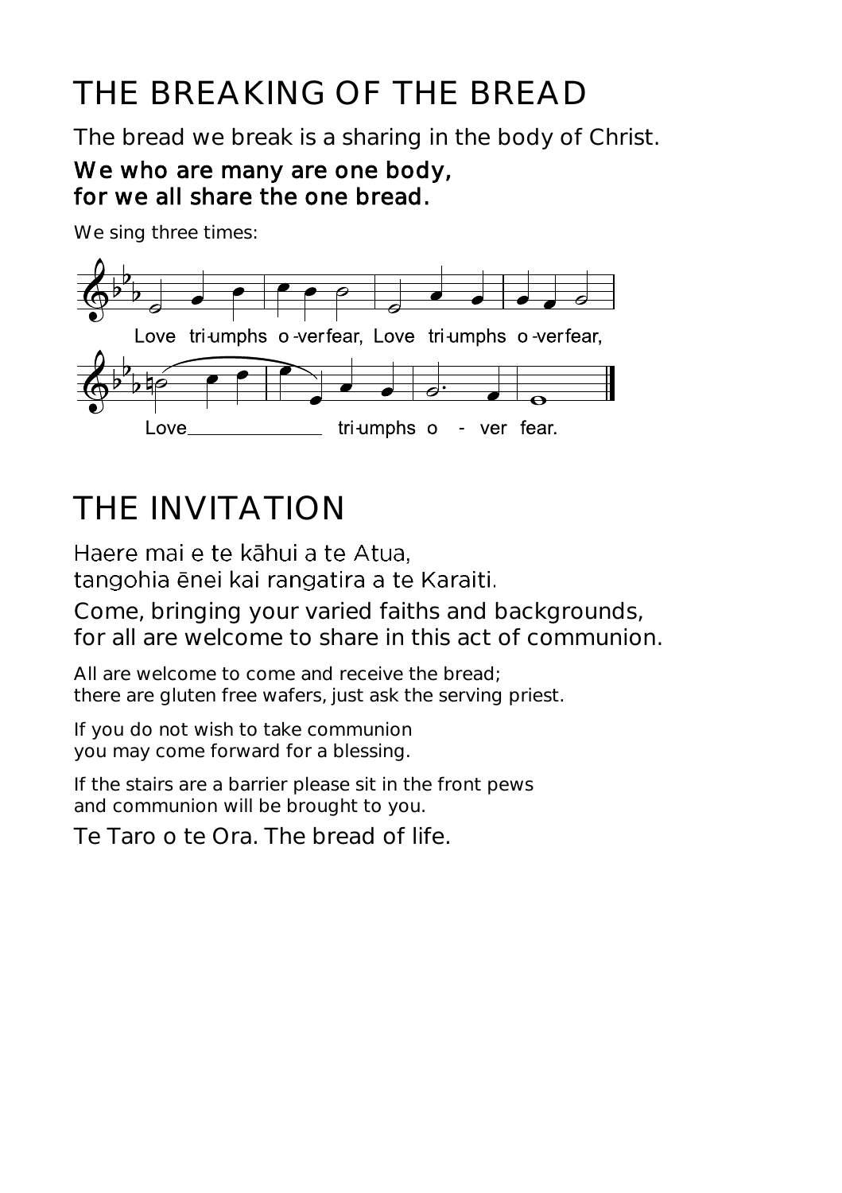# THE BREAKING OF THE BREAD

The bread we break is a sharing in the body of Christ.

**We who are many are one body,**
**for we all share the one bread.**

We sing three times:

Love triumphs over fear, Love triumphs over fear,
Love triumphs over fear.

# THE INVITATION

Haere mai e te kāhui a te Atua,
tangohia ēnei kai rangatira a te Karaiti.

Come, bringing your varied faiths and backgrounds,
for all are welcome to share in this act of communion.

All are welcome to come and receive the bread;
there are gluten free wafers, just ask the serving priest.

If you do not wish to take communion
you may come forward for a blessing.

If the stairs are a barrier please sit in the front pews
and communion will be brought to you.

Te Taro o te Ora. The bread of life.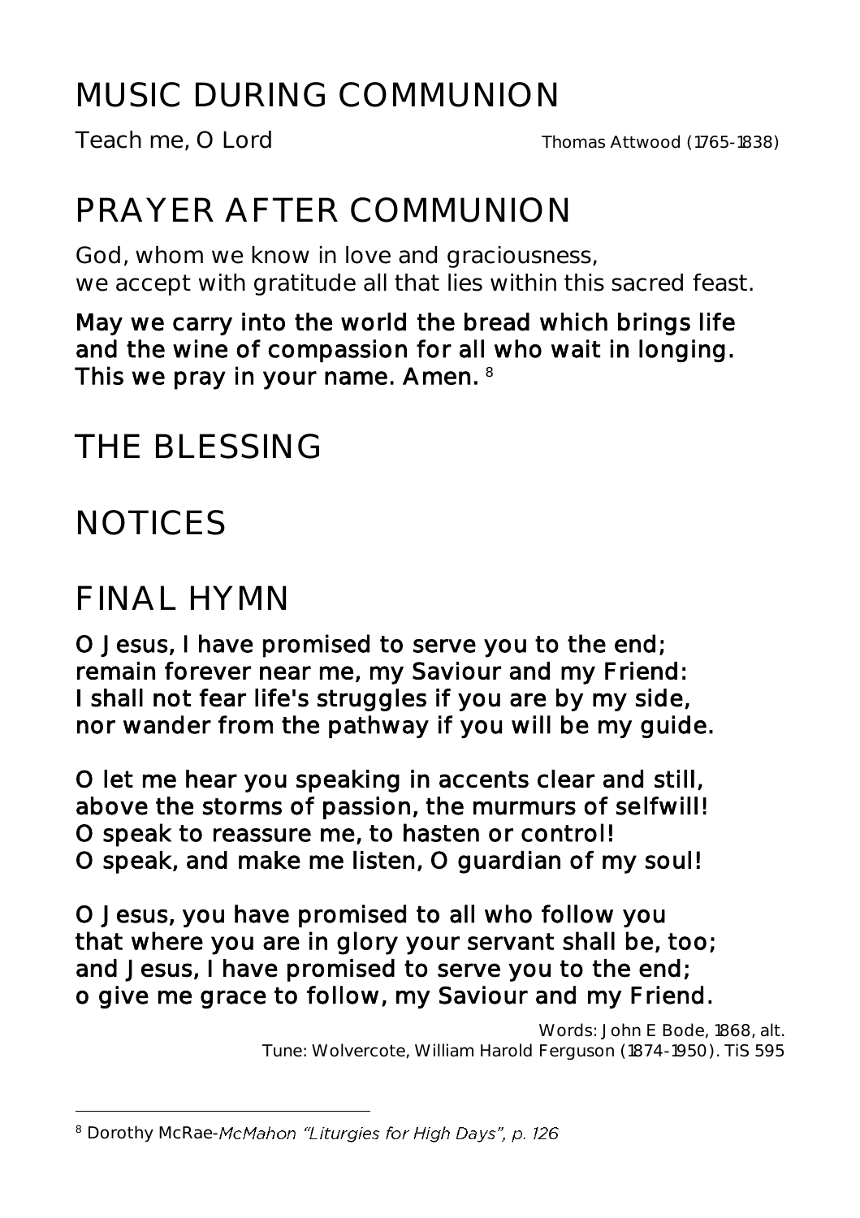# MUSIC DURING COMMUNION

Teach me, O Lord — Thomas Attwood (1765-1838)

# PRAYER AFTER COMMUNION

God, whom we know in love and graciousness,
we accept with gratitude all that lies within this sacred feast.

**May we carry into the world the bread which brings life and the wine of compassion for all who wait in longing. This we pray in your name. Amen.** [8]

# THE BLESSING

# NOTICES

# FINAL HYMN

**O Jesus, I have promised to serve you to the end;
remain forever near me, my Saviour and my Friend:
I shall not fear life's struggles if you are by my side,
nor wander from the pathway if you will be my guide.**

**O let me hear you speaking in accents clear and still,
above the storms of passion, the murmurs of selfwill!
O speak to reassure me, to hasten or control!
O speak, and make me listen, O guardian of my soul!**

**O Jesus, you have promised to all who follow you
that where you are in glory your servant shall be, too;
and Jesus, I have promised to serve you to the end;
o give me grace to follow, my Saviour and my Friend.**

Words: John E Bode, 1868, alt.
Tune: Wolvercote, William Harold Ferguson (1874-1950). TiS 595

---

[8] Dorothy McRae-*McMahon "Liturgies for High Days", p. 126*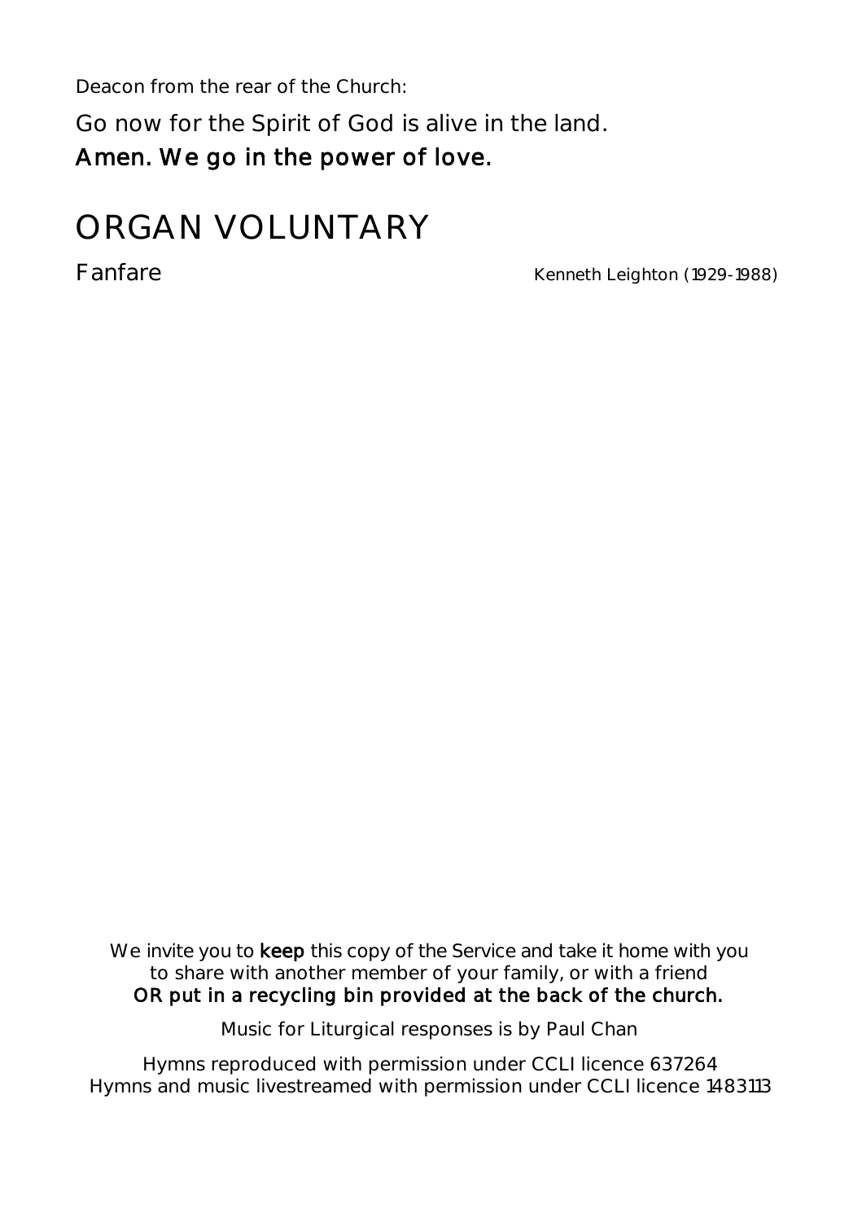Deacon from the rear of the Church:

Go now for the Spirit of God is alive in the land.
**Amen. We go in the power of love.**

# ORGAN VOLUNTARY

Fanfare — Kenneth Leighton (1929-1988)

We invite you to **keep** this copy of the Service and take it home with you to share with another member of your family, or with a friend
**OR put in a recycling bin provided at the back of the church.**

Music for Liturgical responses is by Paul Chan

Hymns reproduced with permission under CCLI licence 637264
Hymns and music livestreamed with permission under CCLI licence 1483113